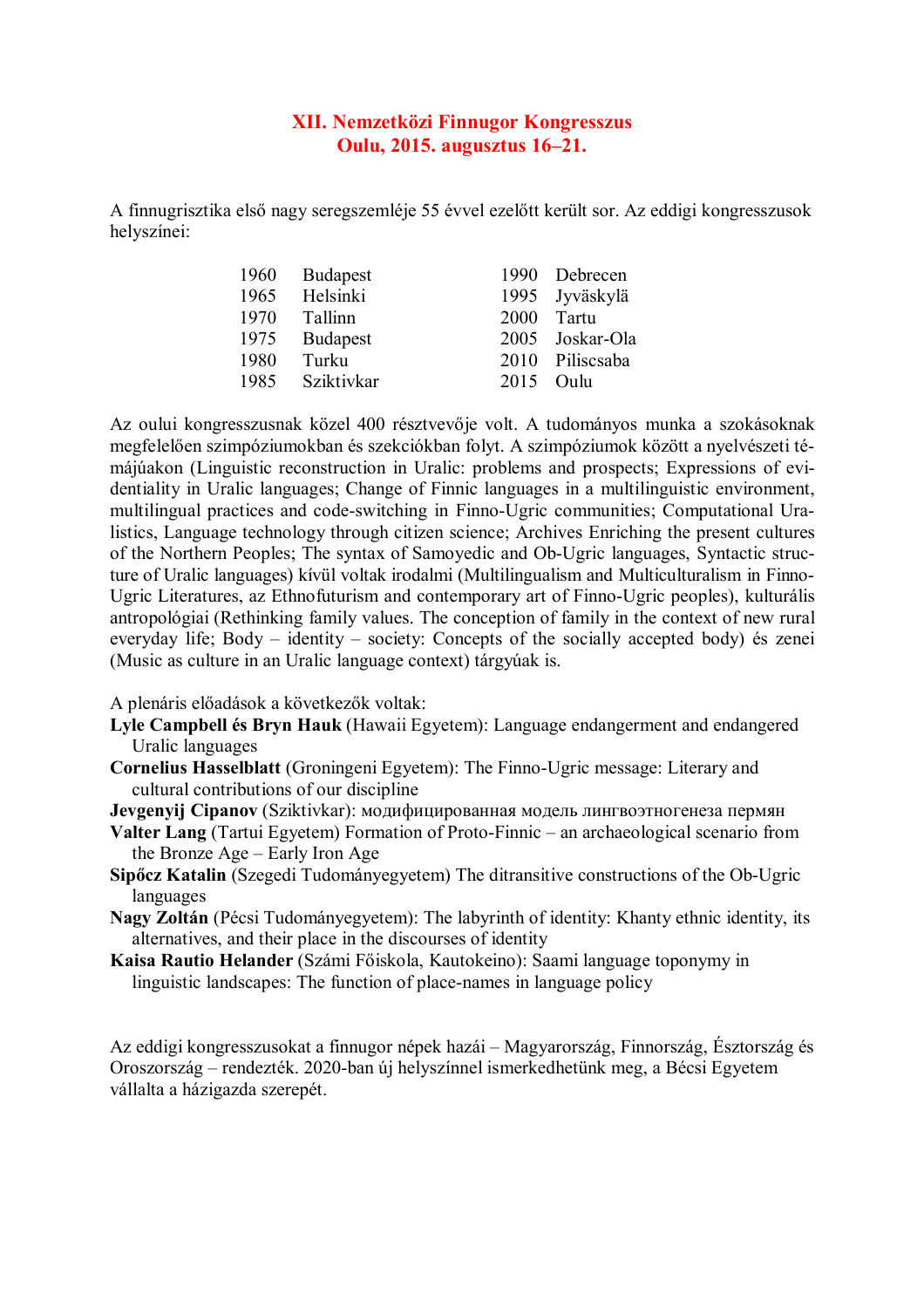# XII. Nemzetközi Finnugor Kongresszus
## Oulu, 2015. augusztus 16–21.

A finnugrisztika első nagy seregszemléje 55 évvel ezelőtt került sor. Az eddigi kongresszusok helyszínei:

| | | | |
|---|---|---|---|
| 1960 | Budapest | 1990 | Debrecen |
| 1965 | Helsinki | 1995 | Jyväskylä |
| 1970 | Tallinn | 2000 | Tartu |
| 1975 | Budapest | 2005 | Joskar-Ola |
| 1980 | Turku | 2010 | Piliscsaba |
| 1985 | Sziktivkar | 2015 | Oulu |

Az oului kongresszusnak közel 400 résztvevője volt. A tudományos munka a szokásoknak megfelelően szimpóziumokban és szekciókban folyt. A szimpóziumok között a nyelvészeti témájúakon (Linguistic reconstruction in Uralic: problems and prospects; Expressions of evidentiality in Uralic languages; Change of Finnic languages in a multilinguistic environment, multilingual practices and code-switching in Finno-Ugric communities; Computational Uralistics, Language technology through citizen science; Archives Enriching the present cultures of the Northern Peoples; The syntax of Samoyedic and Ob-Ugric languages, Syntactic structure of Uralic languages) kívül voltak irodalmi (Multilingualism and Multiculturalism in Finno-Ugric Literatures, az Ethnofuturism and contemporary art of Finno-Ugric peoples), kulturális antropológiai (Rethinking family values. The conception of family in the context of new rural everyday life; Body – identity – society: Concepts of the socially accepted body) és zenei (Music as culture in an Uralic language context) tárgyúak is.

A plenáris előadások a következők voltak:

**Lyle Campbell és Bryn Hauk** (Hawaii Egyetem): Language endangerment and endangered Uralic languages

**Cornelius Hasselblatt** (Groningeni Egyetem): The Finno-Ugric message: Literary and cultural contributions of our discipline

**Jevgenyij Cipanov** (Sziktivkar): модифицированная модель лингвоэтногенеза пермян

**Valter Lang** (Tartui Egyetem) Formation of Proto-Finnic – an archaeological scenario from the Bronze Age – Early Iron Age

**Sipőcz Katalin** (Szegedi Tudományegyetem) The ditransitive constructions of the Ob-Ugric languages

**Nagy Zoltán** (Pécsi Tudományegyetem): The labyrinth of identity: Khanty ethnic identity, its alternatives, and their place in the discourses of identity

**Kaisa Rautio Helander** (Számi Főiskola, Kautokeino): Saami language toponymy in linguistic landscapes: The function of place-names in language policy

Az eddigi kongresszusokat a finnugor népek hazái – Magyarország, Finnország, Észtország és Oroszország – rendezték. 2020-ban új helyszínnel ismerkedhetünk meg, a Bécsi Egyetem vállalta a házigazda szerepét.